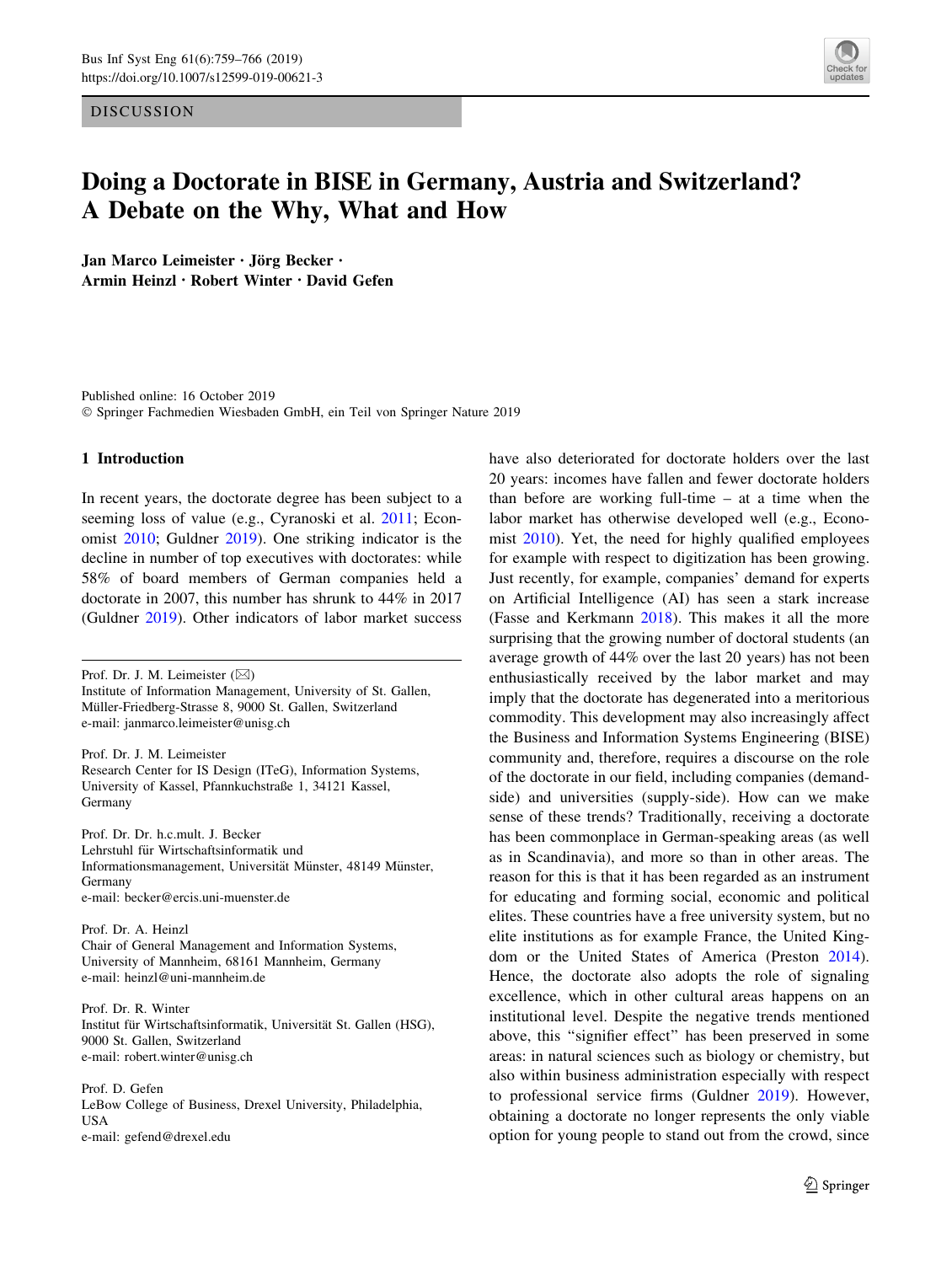DISCUSSION

# Doing a Doctorate in BISE in Germany, Austria and Switzerland? A Debate on the Why, What and How

**Jan Marco Leimeister · Jörg Becker · Armin Heinzl · Robert Winter · David Gefen**

Published online: 16 October 2019
© Springer Fachmedien Wiesbaden GmbH, ein Teil von Springer Nature 2019

Prof. Dr. J. M. Leimeister (✉)
Institute of Information Management, University of St. Gallen, Müller-Friedberg-Strasse 8, 9000 St. Gallen, Switzerland
e-mail: janmarco.leimeister@unisg.ch

Prof. Dr. J. M. Leimeister
Research Center for IS Design (ITeG), Information Systems, University of Kassel, Pfannkuchstraße 1, 34121 Kassel, Germany

Prof. Dr. Dr. h.c.mult. J. Becker
Lehrstuhl für Wirtschaftsinformatik und Informationsmanagement, Universität Münster, 48149 Münster, Germany
e-mail: becker@ercis.uni-muenster.de

Prof. Dr. A. Heinzl
Chair of General Management and Information Systems, University of Mannheim, 68161 Mannheim, Germany
e-mail: heinzl@uni-mannheim.de

Prof. Dr. R. Winter
Institut für Wirtschaftsinformatik, Universität St. Gallen (HSG), 9000 St. Gallen, Switzerland
e-mail: robert.winter@unisg.ch

Prof. D. Gefen
LeBow College of Business, Drexel University, Philadelphia, USA
e-mail: gefend@drexel.edu

## 1 Introduction

In recent years, the doctorate degree has been subject to a seeming loss of value (e.g., Cyranoski et al. 2011; Economist 2010; Guldner 2019). One striking indicator is the decline in number of top executives with doctorates: while 58% of board members of German companies held a doctorate in 2007, this number has shrunk to 44% in 2017 (Guldner 2019). Other indicators of labor market success have also deteriorated for doctorate holders over the last 20 years: incomes have fallen and fewer doctorate holders than before are working full-time – at a time when the labor market has otherwise developed well (e.g., Economist 2010). Yet, the need for highly qualified employees for example with respect to digitization has been growing. Just recently, for example, companies' demand for experts on Artificial Intelligence (AI) has seen a stark increase (Fasse and Kerkmann 2018). This makes it all the more surprising that the growing number of doctoral students (an average growth of 44% over the last 20 years) has not been enthusiastically received by the labor market and may imply that the doctorate has degenerated into a meritorious commodity. This development may also increasingly affect the Business and Information Systems Engineering (BISE) community and, therefore, requires a discourse on the role of the doctorate in our field, including companies (demand-side) and universities (supply-side). How can we make sense of these trends? Traditionally, receiving a doctorate has been commonplace in German-speaking areas (as well as in Scandinavia), and more so than in other areas. The reason for this is that it has been regarded as an instrument for educating and forming social, economic and political elites. These countries have a free university system, but no elite institutions as for example France, the United Kingdom or the United States of America (Preston 2014). Hence, the doctorate also adopts the role of signaling excellence, which in other cultural areas happens on an institutional level. Despite the negative trends mentioned above, this "signifier effect" has been preserved in some areas: in natural sciences such as biology or chemistry, but also within business administration especially with respect to professional service firms (Guldner 2019). However, obtaining a doctorate no longer represents the only viable option for young people to stand out from the crowd, since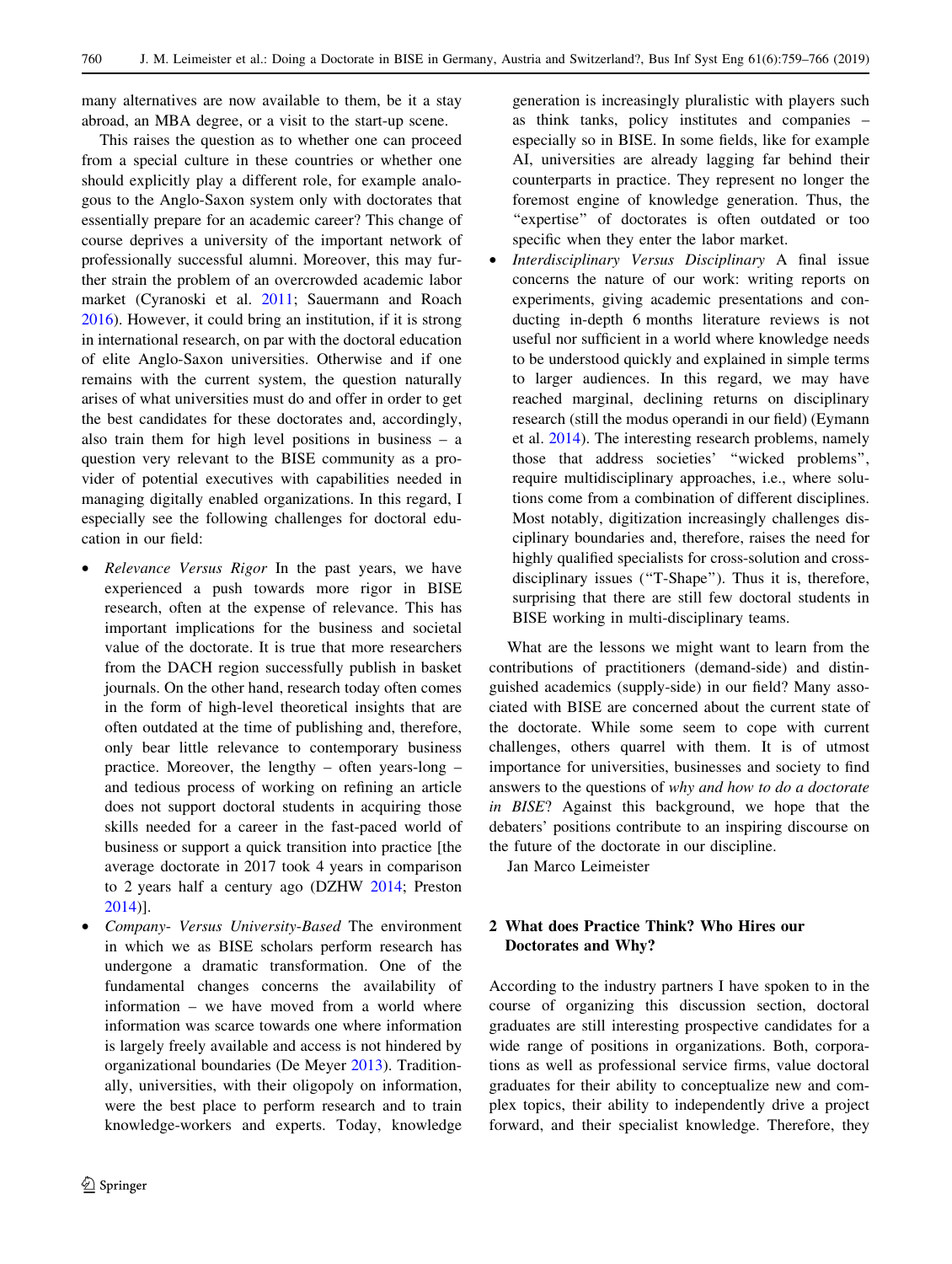many alternatives are now available to them, be it a stay abroad, an MBA degree, or a visit to the start-up scene.

This raises the question as to whether one can proceed from a special culture in these countries or whether one should explicitly play a different role, for example analogous to the Anglo-Saxon system only with doctorates that essentially prepare for an academic career? This change of course deprives a university of the important network of professionally successful alumni. Moreover, this may further strain the problem of an overcrowded academic labor market (Cyranoski et al. 2011; Sauermann and Roach 2016). However, it could bring an institution, if it is strong in international research, on par with the doctoral education of elite Anglo-Saxon universities. Otherwise and if one remains with the current system, the question naturally arises of what universities must do and offer in order to get the best candidates for these doctorates and, accordingly, also train them for high level positions in business – a question very relevant to the BISE community as a provider of potential executives with capabilities needed in managing digitally enabled organizations. In this regard, I especially see the following challenges for doctoral education in our field:

- *Relevance Versus Rigor* In the past years, we have experienced a push towards more rigor in BISE research, often at the expense of relevance. This has important implications for the business and societal value of the doctorate. It is true that more researchers from the DACH region successfully publish in basket journals. On the other hand, research today often comes in the form of high-level theoretical insights that are often outdated at the time of publishing and, therefore, only bear little relevance to contemporary business practice. Moreover, the lengthy – often years-long – and tedious process of working on refining an article does not support doctoral students in acquiring those skills needed for a career in the fast-paced world of business or support a quick transition into practice [the average doctorate in 2017 took 4 years in comparison to 2 years half a century ago (DZHW 2014; Preston 2014)].
- *Company- Versus University-Based* The environment in which we as BISE scholars perform research has undergone a dramatic transformation. One of the fundamental changes concerns the availability of information – we have moved from a world where information was scarce towards one where information is largely freely available and access is not hindered by organizational boundaries (De Meyer 2013). Traditionally, universities, with their oligopoly on information, were the best place to perform research and to train knowledge-workers and experts. Today, knowledge generation is increasingly pluralistic with players such as think tanks, policy institutes and companies – especially so in BISE. In some fields, like for example AI, universities are already lagging far behind their counterparts in practice. They represent no longer the foremost engine of knowledge generation. Thus, the "expertise" of doctorates is often outdated or too specific when they enter the labor market.
- *Interdisciplinary Versus Disciplinary* A final issue concerns the nature of our work: writing reports on experiments, giving academic presentations and conducting in-depth 6 months literature reviews is not useful nor sufficient in a world where knowledge needs to be understood quickly and explained in simple terms to larger audiences. In this regard, we may have reached marginal, declining returns on disciplinary research (still the modus operandi in our field) (Eymann et al. 2014). The interesting research problems, namely those that address societies' "wicked problems", require multidisciplinary approaches, i.e., where solutions come from a combination of different disciplines. Most notably, digitization increasingly challenges disciplinary boundaries and, therefore, raises the need for highly qualified specialists for cross-solution and cross-disciplinary issues ("T-Shape"). Thus it is, therefore, surprising that there are still few doctoral students in BISE working in multi-disciplinary teams.

What are the lessons we might want to learn from the contributions of practitioners (demand-side) and distinguished academics (supply-side) in our field? Many associated with BISE are concerned about the current state of the doctorate. While some seem to cope with current challenges, others quarrel with them. It is of utmost importance for universities, businesses and society to find answers to the questions of *why and how to do a doctorate in BISE*? Against this background, we hope that the debaters' positions contribute to an inspiring discourse on the future of the doctorate in our discipline.

Jan Marco Leimeister

## 2 What does Practice Think? Who Hires our Doctorates and Why?

According to the industry partners I have spoken to in the course of organizing this discussion section, doctoral graduates are still interesting prospective candidates for a wide range of positions in organizations. Both, corporations as well as professional service firms, value doctoral graduates for their ability to conceptualize new and complex topics, their ability to independently drive a project forward, and their specialist knowledge. Therefore, they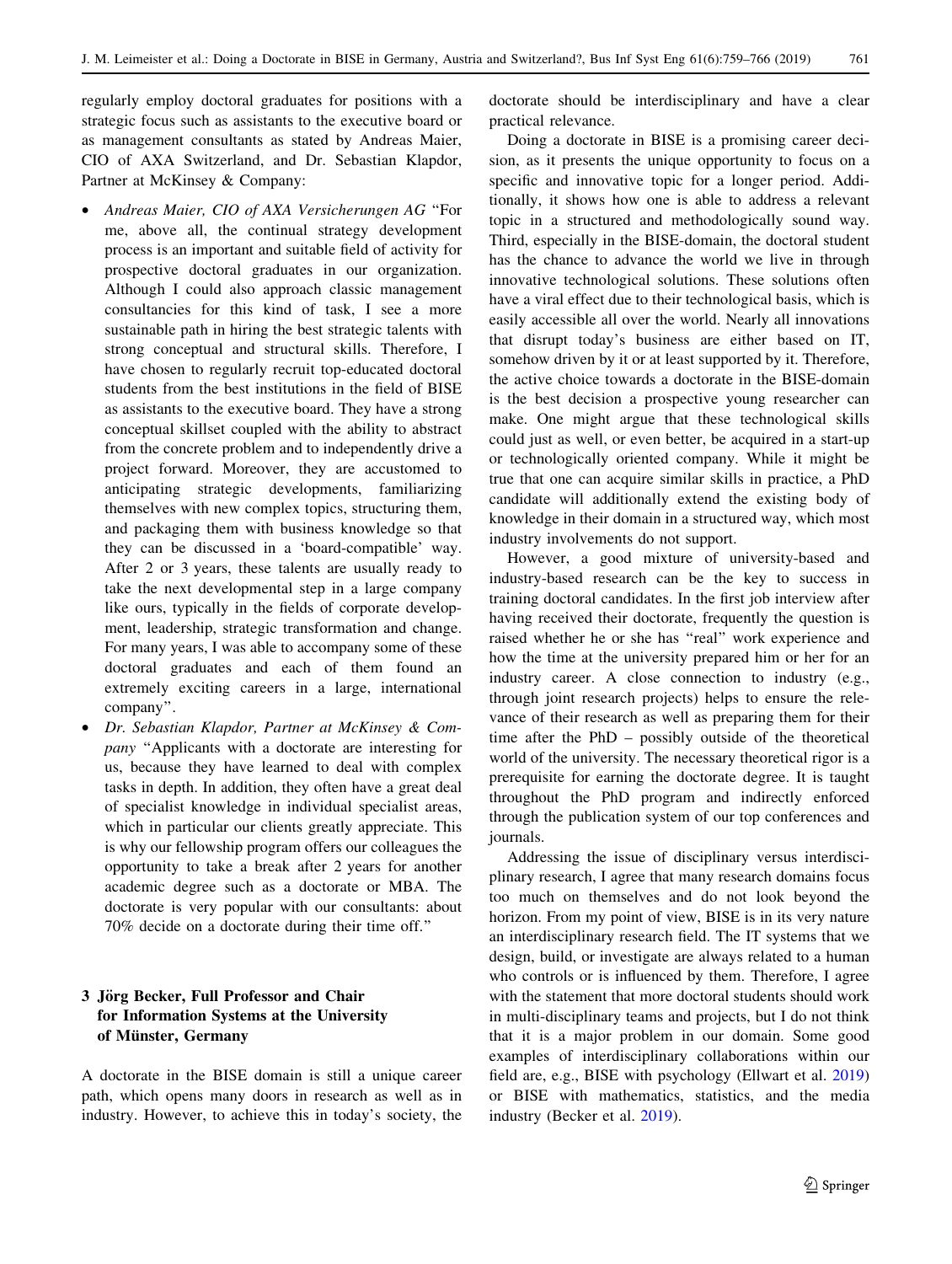regularly employ doctoral graduates for positions with a strategic focus such as assistants to the executive board or as management consultants as stated by Andreas Maier, CIO of AXA Switzerland, and Dr. Sebastian Klapdor, Partner at McKinsey & Company:

- *Andreas Maier, CIO of AXA Versicherungen AG* "For me, above all, the continual strategy development process is an important and suitable field of activity for prospective doctoral graduates in our organization. Although I could also approach classic management consultancies for this kind of task, I see a more sustainable path in hiring the best strategic talents with strong conceptual and structural skills. Therefore, I have chosen to regularly recruit top-educated doctoral students from the best institutions in the field of BISE as assistants to the executive board. They have a strong conceptual skillset coupled with the ability to abstract from the concrete problem and to independently drive a project forward. Moreover, they are accustomed to anticipating strategic developments, familiarizing themselves with new complex topics, structuring them, and packaging them with business knowledge so that they can be discussed in a 'board-compatible' way. After 2 or 3 years, these talents are usually ready to take the next developmental step in a large company like ours, typically in the fields of corporate development, leadership, strategic transformation and change. For many years, I was able to accompany some of these doctoral graduates and each of them found an extremely exciting careers in a large, international company".
- *Dr. Sebastian Klapdor, Partner at McKinsey & Company* "Applicants with a doctorate are interesting for us, because they have learned to deal with complex tasks in depth. In addition, they often have a great deal of specialist knowledge in individual specialist areas, which in particular our clients greatly appreciate. This is why our fellowship program offers our colleagues the opportunity to take a break after 2 years for another academic degree such as a doctorate or MBA. The doctorate is very popular with our consultants: about 70% decide on a doctorate during their time off."

## 3 Jörg Becker, Full Professor and Chair for Information Systems at the University of Münster, Germany

A doctorate in the BISE domain is still a unique career path, which opens many doors in research as well as in industry. However, to achieve this in today's society, the doctorate should be interdisciplinary and have a clear practical relevance.

Doing a doctorate in BISE is a promising career decision, as it presents the unique opportunity to focus on a specific and innovative topic for a longer period. Additionally, it shows how one is able to address a relevant topic in a structured and methodologically sound way. Third, especially in the BISE-domain, the doctoral student has the chance to advance the world we live in through innovative technological solutions. These solutions often have a viral effect due to their technological basis, which is easily accessible all over the world. Nearly all innovations that disrupt today's business are either based on IT, somehow driven by it or at least supported by it. Therefore, the active choice towards a doctorate in the BISE-domain is the best decision a prospective young researcher can make. One might argue that these technological skills could just as well, or even better, be acquired in a start-up or technologically oriented company. While it might be true that one can acquire similar skills in practice, a PhD candidate will additionally extend the existing body of knowledge in their domain in a structured way, which most industry involvements do not support.

However, a good mixture of university-based and industry-based research can be the key to success in training doctoral candidates. In the first job interview after having received their doctorate, frequently the question is raised whether he or she has "real" work experience and how the time at the university prepared him or her for an industry career. A close connection to industry (e.g., through joint research projects) helps to ensure the relevance of their research as well as preparing them for their time after the PhD – possibly outside of the theoretical world of the university. The necessary theoretical rigor is a prerequisite for earning the doctorate degree. It is taught throughout the PhD program and indirectly enforced through the publication system of our top conferences and journals.

Addressing the issue of disciplinary versus interdisciplinary research, I agree that many research domains focus too much on themselves and do not look beyond the horizon. From my point of view, BISE is in its very nature an interdisciplinary research field. The IT systems that we design, build, or investigate are always related to a human who controls or is influenced by them. Therefore, I agree with the statement that more doctoral students should work in multi-disciplinary teams and projects, but I do not think that it is a major problem in our domain. Some good examples of interdisciplinary collaborations within our field are, e.g., BISE with psychology (Ellwart et al. 2019) or BISE with mathematics, statistics, and the media industry (Becker et al. 2019).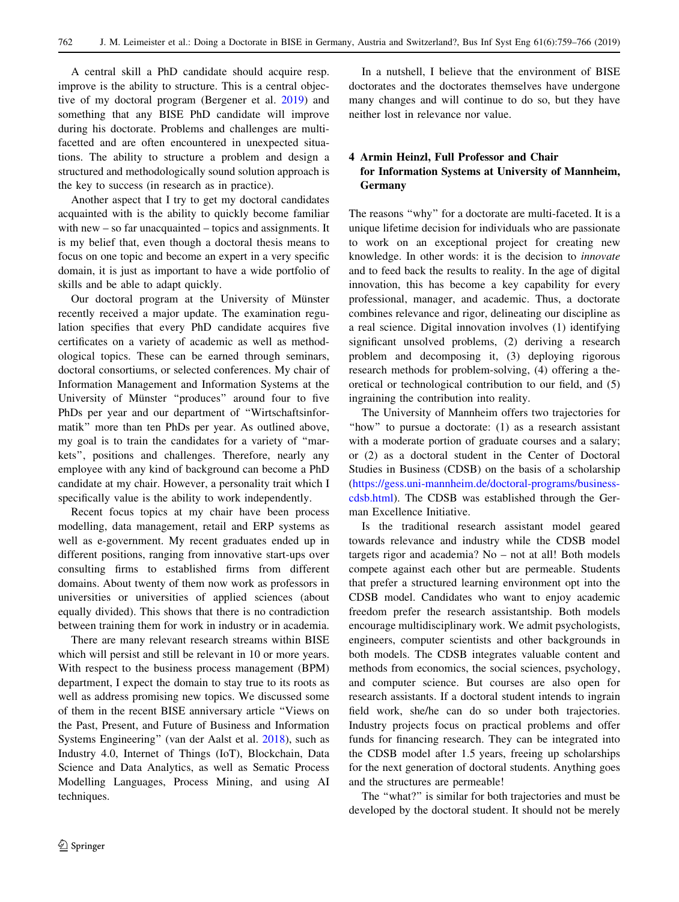A central skill a PhD candidate should acquire resp. improve is the ability to structure. This is a central objective of my doctoral program (Bergener et al. 2019) and something that any BISE PhD candidate will improve during his doctorate. Problems and challenges are multifaceted and are often encountered in unexpected situations. The ability to structure a problem and design a structured and methodologically sound solution approach is the key to success (in research as in practice).

Another aspect that I try to get my doctoral candidates acquainted with is the ability to quickly become familiar with new – so far unacquainted – topics and assignments. It is my belief that, even though a doctoral thesis means to focus on one topic and become an expert in a very specific domain, it is just as important to have a wide portfolio of skills and be able to adapt quickly.

Our doctoral program at the University of Münster recently received a major update. The examination regulation specifies that every PhD candidate acquires five certificates on a variety of academic as well as methodological topics. These can be earned through seminars, doctoral consortiums, or selected conferences. My chair of Information Management and Information Systems at the University of Münster "produces" around four to five PhDs per year and our department of "Wirtschaftsinformatik" more than ten PhDs per year. As outlined above, my goal is to train the candidates for a variety of "markets", positions and challenges. Therefore, nearly any employee with any kind of background can become a PhD candidate at my chair. However, a personality trait which I specifically value is the ability to work independently.

Recent focus topics at my chair have been process modelling, data management, retail and ERP systems as well as e-government. My recent graduates ended up in different positions, ranging from innovative start-ups over consulting firms to established firms from different domains. About twenty of them now work as professors in universities or universities of applied sciences (about equally divided). This shows that there is no contradiction between training them for work in industry or in academia.

There are many relevant research streams within BISE which will persist and still be relevant in 10 or more years. With respect to the business process management (BPM) department, I expect the domain to stay true to its roots as well as address promising new topics. We discussed some of them in the recent BISE anniversary article "Views on the Past, Present, and Future of Business and Information Systems Engineering" (van der Aalst et al. 2018), such as Industry 4.0, Internet of Things (IoT), Blockchain, Data Science and Data Analytics, as well as Sematic Process Modelling Languages, Process Mining, and using AI techniques.

In a nutshell, I believe that the environment of BISE doctorates and the doctorates themselves have undergone many changes and will continue to do so, but they have neither lost in relevance nor value.

## 4 Armin Heinzl, Full Professor and Chair for Information Systems at University of Mannheim, Germany

The reasons "why" for a doctorate are multi-faceted. It is a unique lifetime decision for individuals who are passionate to work on an exceptional project for creating new knowledge. In other words: it is the decision to *innovate* and to feed back the results to reality. In the age of digital innovation, this has become a key capability for every professional, manager, and academic. Thus, a doctorate combines relevance and rigor, delineating our discipline as a real science. Digital innovation involves (1) identifying significant unsolved problems, (2) deriving a research problem and decomposing it, (3) deploying rigorous research methods for problem-solving, (4) offering a theoretical or technological contribution to our field, and (5) ingraining the contribution into reality.

The University of Mannheim offers two trajectories for "how" to pursue a doctorate: (1) as a research assistant with a moderate portion of graduate courses and a salary; or (2) as a doctoral student in the Center of Doctoral Studies in Business (CDSB) on the basis of a scholarship (https://gess.uni-mannheim.de/doctoral-programs/business-cdsb.html). The CDSB was established through the German Excellence Initiative.

Is the traditional research assistant model geared towards relevance and industry while the CDSB model targets rigor and academia? No – not at all! Both models compete against each other but are permeable. Students that prefer a structured learning environment opt into the CDSB model. Candidates who want to enjoy academic freedom prefer the research assistantship. Both models encourage multidisciplinary work. We admit psychologists, engineers, computer scientists and other backgrounds in both models. The CDSB integrates valuable content and methods from economics, the social sciences, psychology, and computer science. But courses are also open for research assistants. If a doctoral student intends to ingrain field work, she/he can do so under both trajectories. Industry projects focus on practical problems and offer funds for financing research. They can be integrated into the CDSB model after 1.5 years, freeing up scholarships for the next generation of doctoral students. Anything goes and the structures are permeable!

The "what?" is similar for both trajectories and must be developed by the doctoral student. It should not be merely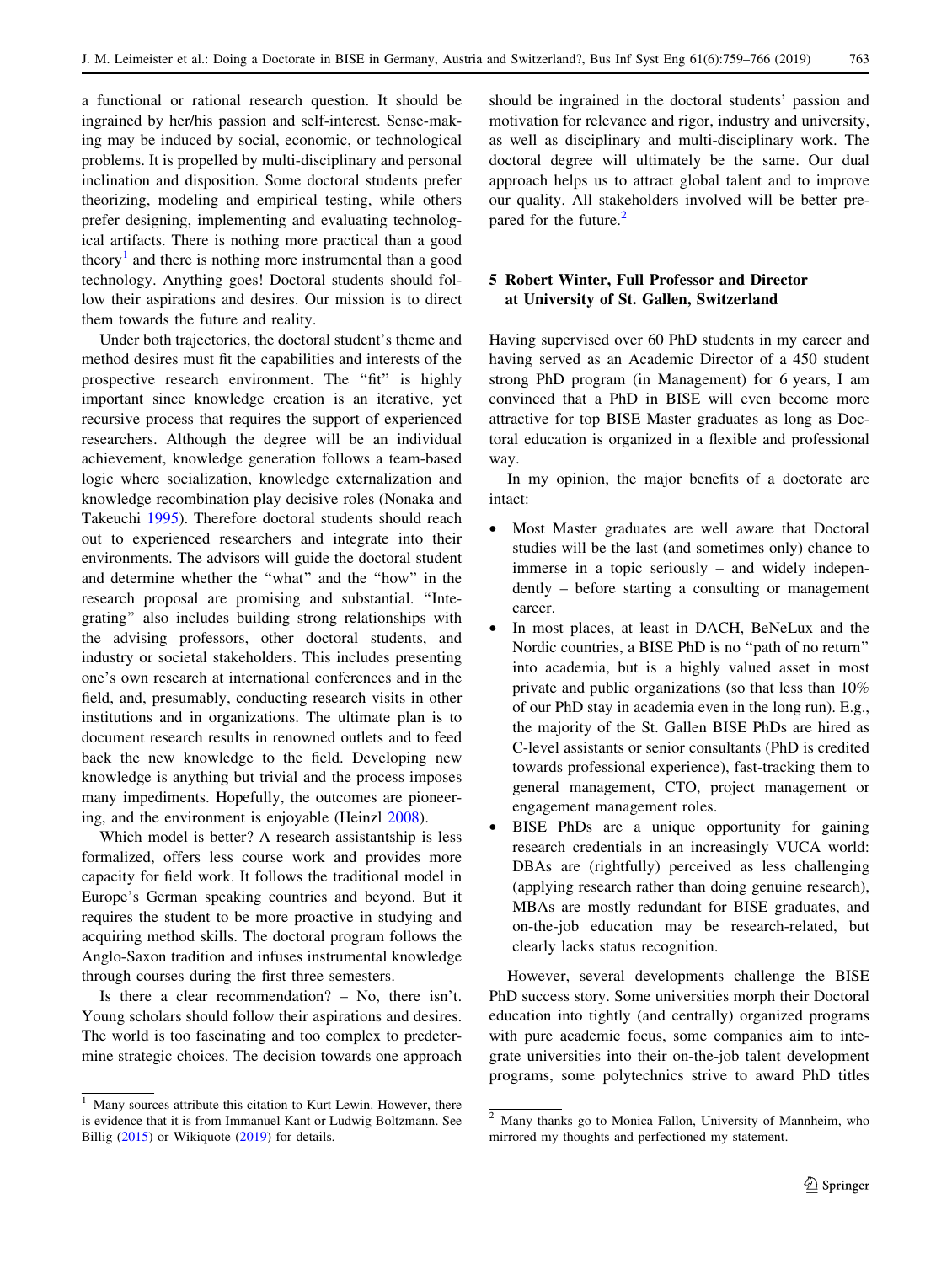a functional or rational research question. It should be ingrained by her/his passion and self-interest. Sense-making may be induced by social, economic, or technological problems. It is propelled by multi-disciplinary and personal inclination and disposition. Some doctoral students prefer theorizing, modeling and empirical testing, while others prefer designing, implementing and evaluating technological artifacts. There is nothing more practical than a good theory[1] and there is nothing more instrumental than a good technology. Anything goes! Doctoral students should follow their aspirations and desires. Our mission is to direct them towards the future and reality.

Under both trajectories, the doctoral student's theme and method desires must fit the capabilities and interests of the prospective research environment. The "fit" is highly important since knowledge creation is an iterative, yet recursive process that requires the support of experienced researchers. Although the degree will be an individual achievement, knowledge generation follows a team-based logic where socialization, knowledge externalization and knowledge recombination play decisive roles (Nonaka and Takeuchi 1995). Therefore doctoral students should reach out to experienced researchers and integrate into their environments. The advisors will guide the doctoral student and determine whether the "what" and the "how" in the research proposal are promising and substantial. "Integrating" also includes building strong relationships with the advising professors, other doctoral students, and industry or societal stakeholders. This includes presenting one's own research at international conferences and in the field, and, presumably, conducting research visits in other institutions and in organizations. The ultimate plan is to document research results in renowned outlets and to feed back the new knowledge to the field. Developing new knowledge is anything but trivial and the process imposes many impediments. Hopefully, the outcomes are pioneering, and the environment is enjoyable (Heinzl 2008).

Which model is better? A research assistantship is less formalized, offers less course work and provides more capacity for field work. It follows the traditional model in Europe's German speaking countries and beyond. But it requires the student to be more proactive in studying and acquiring method skills. The doctoral program follows the Anglo-Saxon tradition and infuses instrumental knowledge through courses during the first three semesters.

Is there a clear recommendation? – No, there isn't. Young scholars should follow their aspirations and desires. The world is too fascinating and too complex to predetermine strategic choices. The decision towards one approach should be ingrained in the doctoral students' passion and motivation for relevance and rigor, industry and university, as well as disciplinary and multi-disciplinary work. The doctoral degree will ultimately be the same. Our dual approach helps us to attract global talent and to improve our quality. All stakeholders involved will be better prepared for the future.[2]

[1] Many sources attribute this citation to Kurt Lewin. However, there is evidence that it is from Immanuel Kant or Ludwig Boltzmann. See Billig (2015) or Wikiquote (2019) for details.

[2] Many thanks go to Monica Fallon, University of Mannheim, who mirrored my thoughts and perfectioned my statement.

## 5 Robert Winter, Full Professor and Director at University of St. Gallen, Switzerland

Having supervised over 60 PhD students in my career and having served as an Academic Director of a 450 student strong PhD program (in Management) for 6 years, I am convinced that a PhD in BISE will even become more attractive for top BISE Master graduates as long as Doctoral education is organized in a flexible and professional way.

In my opinion, the major benefits of a doctorate are intact:

- Most Master graduates are well aware that Doctoral studies will be the last (and sometimes only) chance to immerse in a topic seriously – and widely independently – before starting a consulting or management career.
- In most places, at least in DACH, BeNeLux and the Nordic countries, a BISE PhD is no "path of no return" into academia, but is a highly valued asset in most private and public organizations (so that less than 10% of our PhD stay in academia even in the long run). E.g., the majority of the St. Gallen BISE PhDs are hired as C-level assistants or senior consultants (PhD is credited towards professional experience), fast-tracking them to general management, CTO, project management or engagement management roles.
- BISE PhDs are a unique opportunity for gaining research credentials in an increasingly VUCA world: DBAs are (rightfully) perceived as less challenging (applying research rather than doing genuine research), MBAs are mostly redundant for BISE graduates, and on-the-job education may be research-related, but clearly lacks status recognition.

However, several developments challenge the BISE PhD success story. Some universities morph their Doctoral education into tightly (and centrally) organized programs with pure academic focus, some companies aim to integrate universities into their on-the-job talent development programs, some polytechnics strive to award PhD titles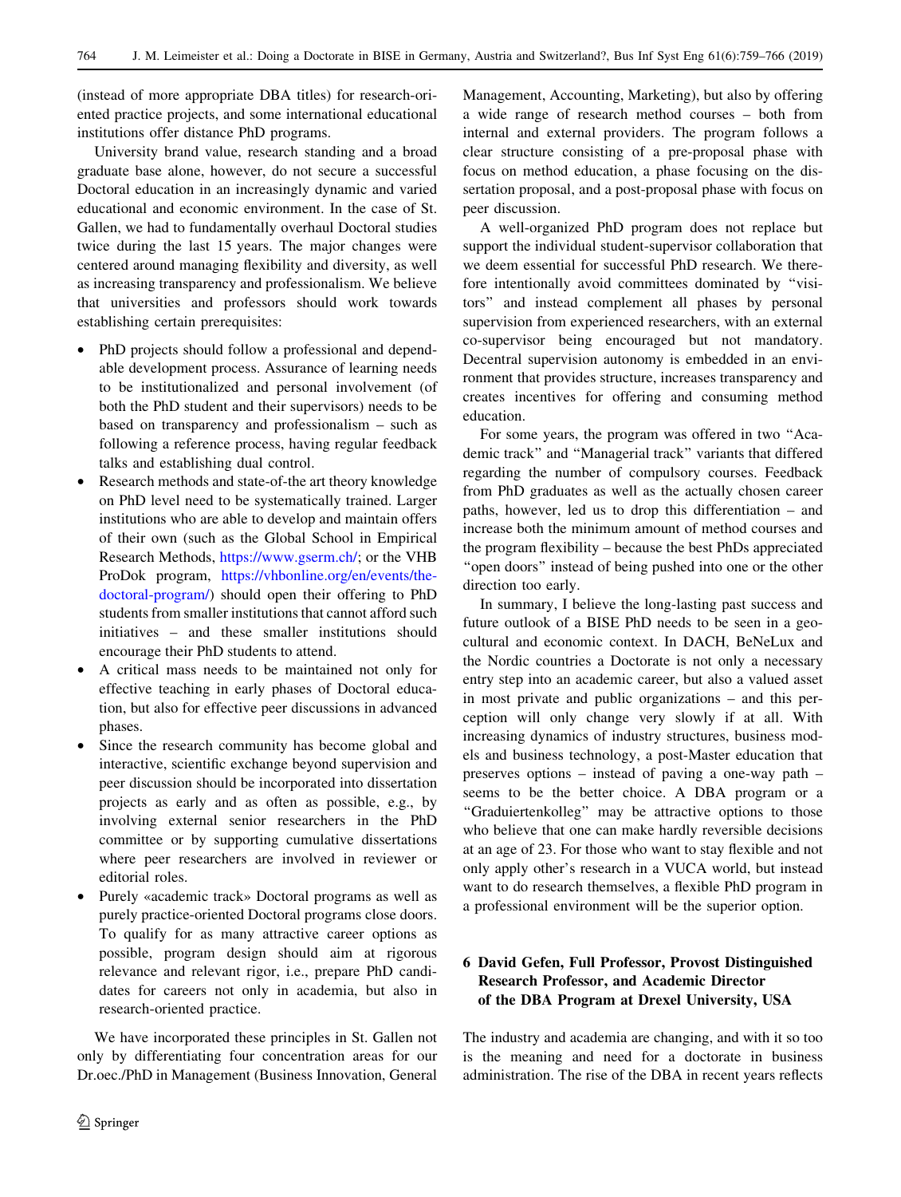(instead of more appropriate DBA titles) for research-oriented practice projects, and some international educational institutions offer distance PhD programs.

University brand value, research standing and a broad graduate base alone, however, do not secure a successful Doctoral education in an increasingly dynamic and varied educational and economic environment. In the case of St. Gallen, we had to fundamentally overhaul Doctoral studies twice during the last 15 years. The major changes were centered around managing flexibility and diversity, as well as increasing transparency and professionalism. We believe that universities and professors should work towards establishing certain prerequisites:

- PhD projects should follow a professional and dependable development process. Assurance of learning needs to be institutionalized and personal involvement (of both the PhD student and their supervisors) needs to be based on transparency and professionalism – such as following a reference process, having regular feedback talks and establishing dual control.
- Research methods and state-of-the art theory knowledge on PhD level need to be systematically trained. Larger institutions who are able to develop and maintain offers of their own (such as the Global School in Empirical Research Methods, https://www.gserm.ch/; or the VHB ProDok program, https://vhbonline.org/en/events/the-doctoral-program/) should open their offering to PhD students from smaller institutions that cannot afford such initiatives – and these smaller institutions should encourage their PhD students to attend.
- A critical mass needs to be maintained not only for effective teaching in early phases of Doctoral education, but also for effective peer discussions in advanced phases.
- Since the research community has become global and interactive, scientific exchange beyond supervision and peer discussion should be incorporated into dissertation projects as early and as often as possible, e.g., by involving external senior researchers in the PhD committee or by supporting cumulative dissertations where peer researchers are involved in reviewer or editorial roles.
- Purely «academic track» Doctoral programs as well as purely practice-oriented Doctoral programs close doors. To qualify for as many attractive career options as possible, program design should aim at rigorous relevance and relevant rigor, i.e., prepare PhD candidates for careers not only in academia, but also in research-oriented practice.

We have incorporated these principles in St. Gallen not only by differentiating four concentration areas for our Dr.oec./PhD in Management (Business Innovation, General Management, Accounting, Marketing), but also by offering a wide range of research method courses – both from internal and external providers. The program follows a clear structure consisting of a pre-proposal phase with focus on method education, a phase focusing on the dissertation proposal, and a post-proposal phase with focus on peer discussion.

A well-organized PhD program does not replace but support the individual student-supervisor collaboration that we deem essential for successful PhD research. We therefore intentionally avoid committees dominated by "visitors" and instead complement all phases by personal supervision from experienced researchers, with an external co-supervisor being encouraged but not mandatory. Decentral supervision autonomy is embedded in an environment that provides structure, increases transparency and creates incentives for offering and consuming method education.

For some years, the program was offered in two "Academic track" and "Managerial track" variants that differed regarding the number of compulsory courses. Feedback from PhD graduates as well as the actually chosen career paths, however, led us to drop this differentiation – and increase both the minimum amount of method courses and the program flexibility – because the best PhDs appreciated "open doors" instead of being pushed into one or the other direction too early.

In summary, I believe the long-lasting past success and future outlook of a BISE PhD needs to be seen in a geo-cultural and economic context. In DACH, BeNeLux and the Nordic countries a Doctorate is not only a necessary entry step into an academic career, but also a valued asset in most private and public organizations – and this perception will only change very slowly if at all. With increasing dynamics of industry structures, business models and business technology, a post-Master education that preserves options – instead of paving a one-way path – seems to be the better choice. A DBA program or a "Graduiertenkolleg" may be attractive options to those who believe that one can make hardly reversible decisions at an age of 23. For those who want to stay flexible and not only apply other's research in a VUCA world, but instead want to do research themselves, a flexible PhD program in a professional environment will be the superior option.

## 6 David Gefen, Full Professor, Provost Distinguished Research Professor, and Academic Director of the DBA Program at Drexel University, USA

The industry and academia are changing, and with it so too is the meaning and need for a doctorate in business administration. The rise of the DBA in recent years reflects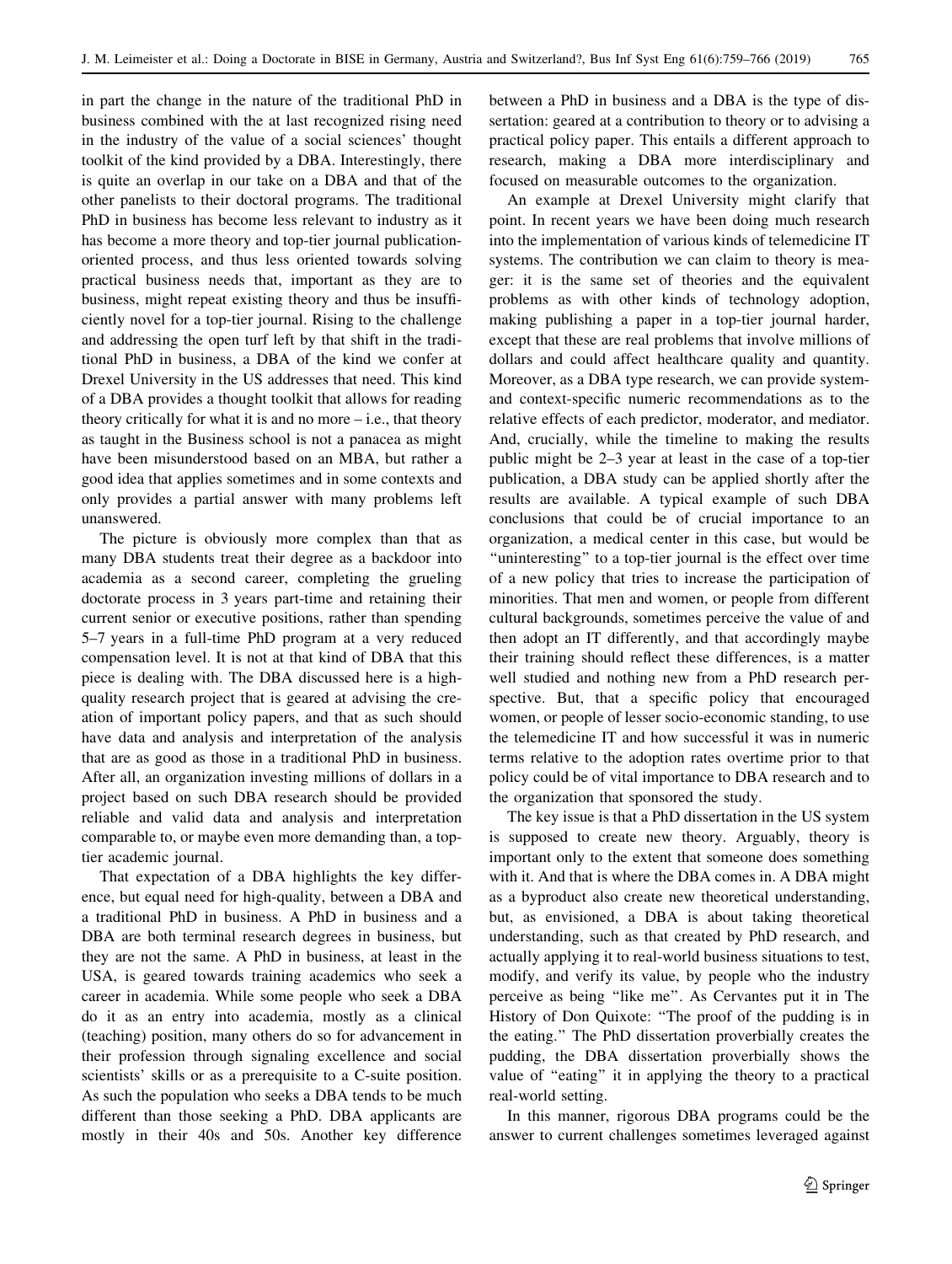in part the change in the nature of the traditional PhD in business combined with the at last recognized rising need in the industry of the value of a social sciences' thought toolkit of the kind provided by a DBA. Interestingly, there is quite an overlap in our take on a DBA and that of the other panelists to their doctoral programs. The traditional PhD in business has become less relevant to industry as it has become a more theory and top-tier journal publication-oriented process, and thus less oriented towards solving practical business needs that, important as they are to business, might repeat existing theory and thus be insufficiently novel for a top-tier journal. Rising to the challenge and addressing the open turf left by that shift in the traditional PhD in business, a DBA of the kind we confer at Drexel University in the US addresses that need. This kind of a DBA provides a thought toolkit that allows for reading theory critically for what it is and no more – i.e., that theory as taught in the Business school is not a panacea as might have been misunderstood based on an MBA, but rather a good idea that applies sometimes and in some contexts and only provides a partial answer with many problems left unanswered.

The picture is obviously more complex than that as many DBA students treat their degree as a backdoor into academia as a second career, completing the grueling doctorate process in 3 years part-time and retaining their current senior or executive positions, rather than spending 5–7 years in a full-time PhD program at a very reduced compensation level. It is not at that kind of DBA that this piece is dealing with. The DBA discussed here is a high-quality research project that is geared at advising the creation of important policy papers, and that as such should have data and analysis and interpretation of the analysis that are as good as those in a traditional PhD in business. After all, an organization investing millions of dollars in a project based on such DBA research should be provided reliable and valid data and analysis and interpretation comparable to, or maybe even more demanding than, a top-tier academic journal.

That expectation of a DBA highlights the key difference, but equal need for high-quality, between a DBA and a traditional PhD in business. A PhD in business and a DBA are both terminal research degrees in business, but they are not the same. A PhD in business, at least in the USA, is geared towards training academics who seek a career in academia. While some people who seek a DBA do it as an entry into academia, mostly as a clinical (teaching) position, many others do so for advancement in their profession through signaling excellence and social scientists' skills or as a prerequisite to a C-suite position. As such the population who seeks a DBA tends to be much different than those seeking a PhD. DBA applicants are mostly in their 40s and 50s. Another key difference between a PhD in business and a DBA is the type of dissertation: geared at a contribution to theory or to advising a practical policy paper. This entails a different approach to research, making a DBA more interdisciplinary and focused on measurable outcomes to the organization.

An example at Drexel University might clarify that point. In recent years we have been doing much research into the implementation of various kinds of telemedicine IT systems. The contribution we can claim to theory is meager: it is the same set of theories and the equivalent problems as with other kinds of technology adoption, making publishing a paper in a top-tier journal harder, except that these are real problems that involve millions of dollars and could affect healthcare quality and quantity. Moreover, as a DBA type research, we can provide system- and context-specific numeric recommendations as to the relative effects of each predictor, moderator, and mediator. And, crucially, while the timeline to making the results public might be 2–3 year at least in the case of a top-tier publication, a DBA study can be applied shortly after the results are available. A typical example of such DBA conclusions that could be of crucial importance to an organization, a medical center in this case, but would be "uninteresting" to a top-tier journal is the effect over time of a new policy that tries to increase the participation of minorities. That men and women, or people from different cultural backgrounds, sometimes perceive the value of and then adopt an IT differently, and that accordingly maybe their training should reflect these differences, is a matter well studied and nothing new from a PhD research perspective. But, that a specific policy that encouraged women, or people of lesser socio-economic standing, to use the telemedicine IT and how successful it was in numeric terms relative to the adoption rates overtime prior to that policy could be of vital importance to DBA research and to the organization that sponsored the study.

The key issue is that a PhD dissertation in the US system is supposed to create new theory. Arguably, theory is important only to the extent that someone does something with it. And that is where the DBA comes in. A DBA might as a byproduct also create new theoretical understanding, but, as envisioned, a DBA is about taking theoretical understanding, such as that created by PhD research, and actually applying it to real-world business situations to test, modify, and verify its value, by people who the industry perceive as being "like me". As Cervantes put it in The History of Don Quixote: "The proof of the pudding is in the eating." The PhD dissertation proverbially creates the pudding, the DBA dissertation proverbially shows the value of "eating" it in applying the theory to a practical real-world setting.

In this manner, rigorous DBA programs could be the answer to current challenges sometimes leveraged against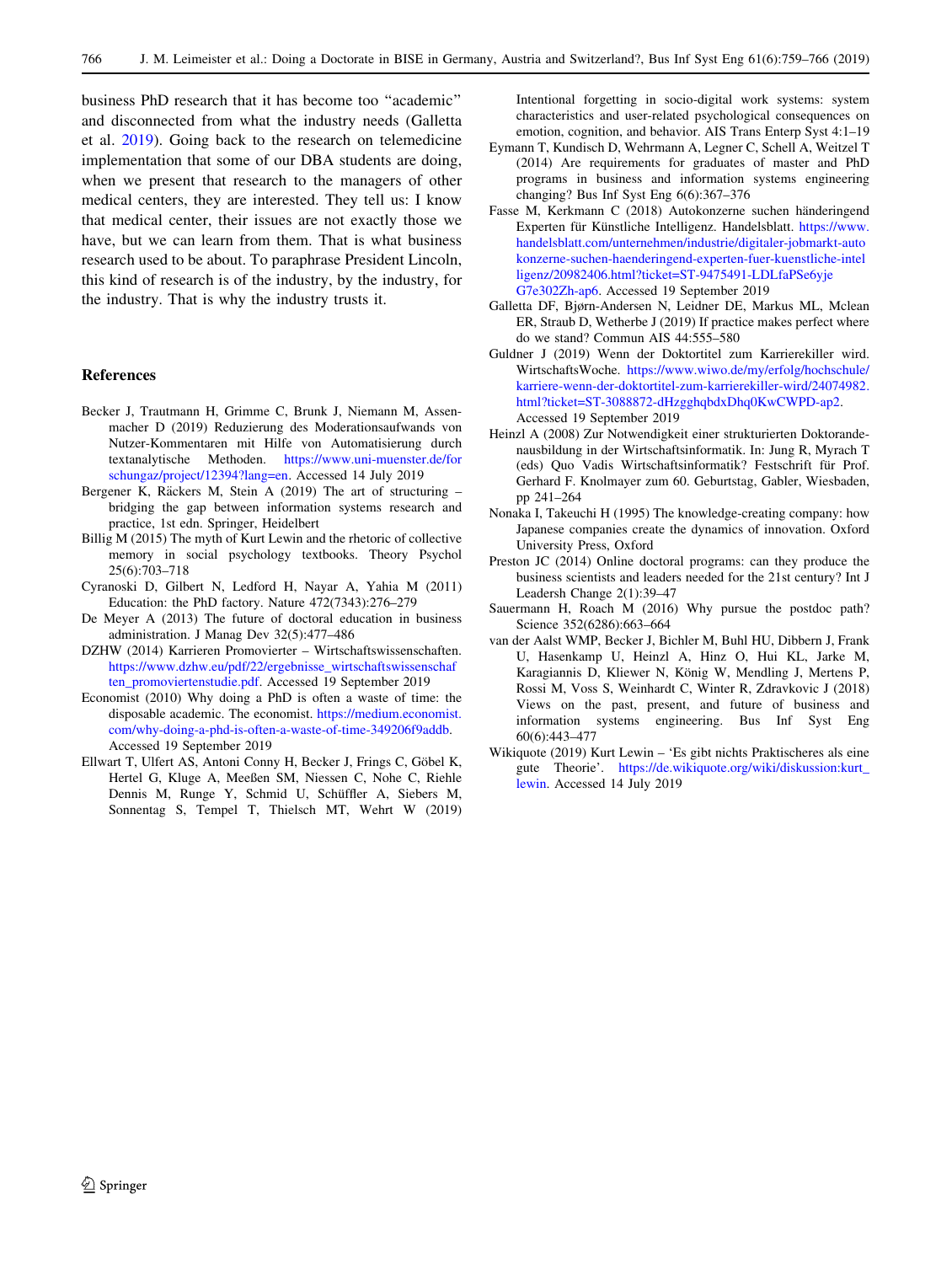business PhD research that it has become too "academic" and disconnected from what the industry needs (Galletta et al. 2019). Going back to the research on telemedicine implementation that some of our DBA students are doing, when we present that research to the managers of other medical centers, they are interested. They tell us: I know that medical center, their issues are not exactly those we have, but we can learn from them. That is what business research used to be about. To paraphrase President Lincoln, this kind of research is of the industry, by the industry, for the industry. That is why the industry trusts it.

## References

Becker J, Trautmann H, Grimme C, Brunk J, Niemann M, Assenmacher D (2019) Reduzierung des Moderationsaufwands von Nutzer-Kommentaren mit Hilfe von Automatisierung durch textanalytische Methoden. https://www.uni-muenster.de/forschungaz/project/12394?lang=en. Accessed 14 July 2019

Bergener K, Räckers M, Stein A (2019) The art of structuring – bridging the gap between information systems research and practice, 1st edn. Springer, Heidelbert

Billig M (2015) The myth of Kurt Lewin and the rhetoric of collective memory in social psychology textbooks. Theory Psychol 25(6):703–718

Cyranoski D, Gilbert N, Ledford H, Nayar A, Yahia M (2011) Education: the PhD factory. Nature 472(7343):276–279

De Meyer A (2013) The future of doctoral education in business administration. J Manag Dev 32(5):477–486

DZHW (2014) Karrieren Promovierter – Wirtschaftswissenschaften. https://www.dzhw.eu/pdf/22/ergebnisse_wirtschaftswissenschaften_promoviertenstudie.pdf. Accessed 19 September 2019

Economist (2010) Why doing a PhD is often a waste of time: the disposable academic. The economist. https://medium.economist.com/why-doing-a-phd-is-often-a-waste-of-time-349206f9addb. Accessed 19 September 2019

Ellwart T, Ulfert AS, Antoni Conny H, Becker J, Frings C, Göbel K, Hertel G, Kluge A, Meeßen SM, Niessen C, Nohe C, Riehle Dennis M, Runge Y, Schmid U, Schüffler A, Siebers M, Sonnentag S, Tempel T, Thielsch MT, Wehrt W (2019) Intentional forgetting in socio-digital work systems: system characteristics and user-related psychological consequences on emotion, cognition, and behavior. AIS Trans Enterp Syst 4:1–19

Eymann T, Kundisch D, Wehrmann A, Legner C, Schell A, Weitzel T (2014) Are requirements for graduates of master and PhD programs in business and information systems engineering changing? Bus Inf Syst Eng 6(6):367–376

Fasse M, Kerkmann C (2018) Autokonzerne suchen händeringend Experten für Künstliche Intelligenz. Handelsblatt. https://www.handelsblatt.com/unternehmen/industrie/digitaler-jobmarkt-autokonzerne-suchen-haenderingend-experten-fuer-kuenstliche-intelligenz/20982406.html?ticket=ST-9475491-LDLfaPSe6yjeG7e302Zh-ap6. Accessed 19 September 2019

Galletta DF, Bjørn-Andersen N, Leidner DE, Markus ML, Mclean ER, Straub D, Wetherbe J (2019) If practice makes perfect where do we stand? Commun AIS 44:555–580

Guldner J (2019) Wenn der Doktortitel zum Karrierekiller wird. WirtschaftsWoche. https://www.wiwo.de/my/erfolg/hochschule/karriere-wenn-der-doktortitel-zum-karrierekiller-wird/24074982.html?ticket=ST-3088872-dHzgghqbdxDhq0KwCWPD-ap2. Accessed 19 September 2019

Heinzl A (2008) Zur Notwendigkeit einer strukturierten Doktorandenausbildung in der Wirtschaftsinformatik. In: Jung R, Myrach T (eds) Quo Vadis Wirtschaftsinformatik? Festschrift für Prof. Gerhard F. Knolmayer zum 60. Geburtstag, Gabler, Wiesbaden, pp 241–264

Nonaka I, Takeuchi H (1995) The knowledge-creating company: how Japanese companies create the dynamics of innovation. Oxford University Press, Oxford

Preston JC (2014) Online doctoral programs: can they produce the business scientists and leaders needed for the 21st century? Int J Leadersh Change 2(1):39–47

Sauermann H, Roach M (2016) Why pursue the postdoc path? Science 352(6286):663–664

van der Aalst WMP, Becker J, Bichler M, Buhl HU, Dibbern J, Frank U, Hasenkamp U, Heinzl A, Hinz O, Hui KL, Jarke M, Karagiannis D, Kliewer N, König W, Mendling J, Mertens P, Rossi M, Voss S, Weinhardt C, Winter R, Zdravkovic J (2018) Views on the past, present, and future of business and information systems engineering. Bus Inf Syst Eng 60(6):443–477

Wikiquote (2019) Kurt Lewin – 'Es gibt nichts Praktischeres als eine gute Theorie'. https://de.wikiquote.org/wiki/diskussion:kurt_lewin. Accessed 14 July 2019